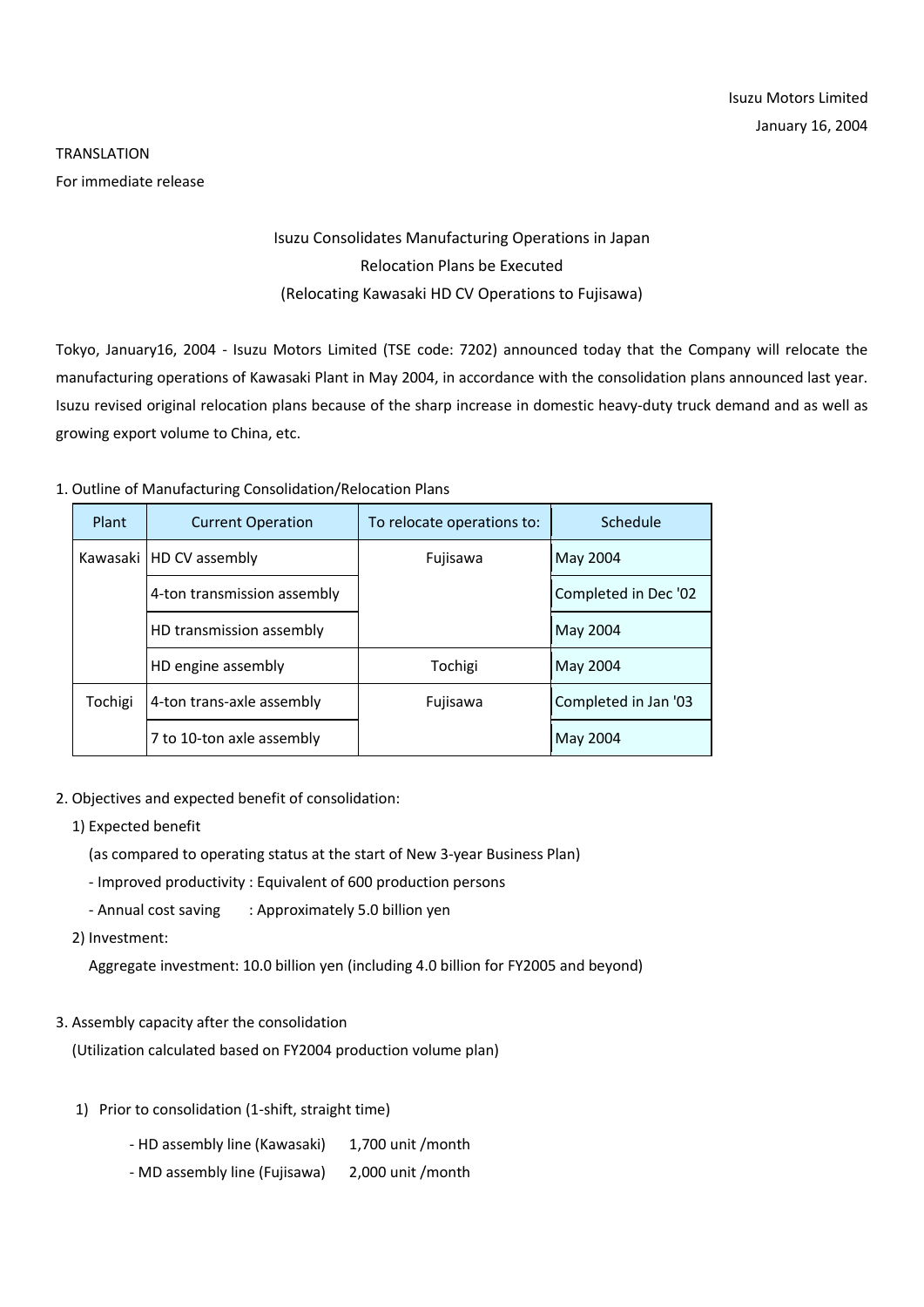Isuzu Motors Limited
January 16, 2004

TRANSLATION
For immediate release

# Isuzu Consolidates Manufacturing Operations in Japan
## Relocation Plans be Executed
## (Relocating Kawasaki HD CV Operations to Fujisawa)

Tokyo, January16, 2004 - Isuzu Motors Limited (TSE code: 7202) announced today that the Company will relocate the manufacturing operations of Kawasaki Plant in May 2004, in accordance with the consolidation plans announced last year. Isuzu revised original relocation plans because of the sharp increase in domestic heavy-duty truck demand and as well as growing export volume to China, etc.

1. Outline of Manufacturing Consolidation/Relocation Plans

| Plant | Current Operation | To relocate operations to: | Schedule |
|---|---|---|---|
| Kawasaki | HD CV assembly | Fujisawa | May 2004 |
| | 4-ton transmission assembly | | Completed in Dec '02 |
| | HD transmission assembly | | May 2004 |
| | HD engine assembly | Tochigi | May 2004 |
| Tochigi | 4-ton trans-axle assembly | Fujisawa | Completed in Jan '03 |
| | 7 to 10-ton axle assembly | | May 2004 |

2. Objectives and expected benefit of consolidation:

   1) Expected benefit

      (as compared to operating status at the start of New 3-year Business Plan)

      - Improved productivity : Equivalent of 600 production persons
      - Annual cost saving : Approximately 5.0 billion yen

   2) Investment:

      Aggregate investment: 10.0 billion yen (including 4.0 billion for FY2005 and beyond)

3. Assembly capacity after the consolidation

   (Utilization calculated based on FY2004 production volume plan)

   1) Prior to consolidation (1-shift, straight time)

      - HD assembly line (Kawasaki) 1,700 unit /month
      - MD assembly line (Fujisawa) 2,000 unit /month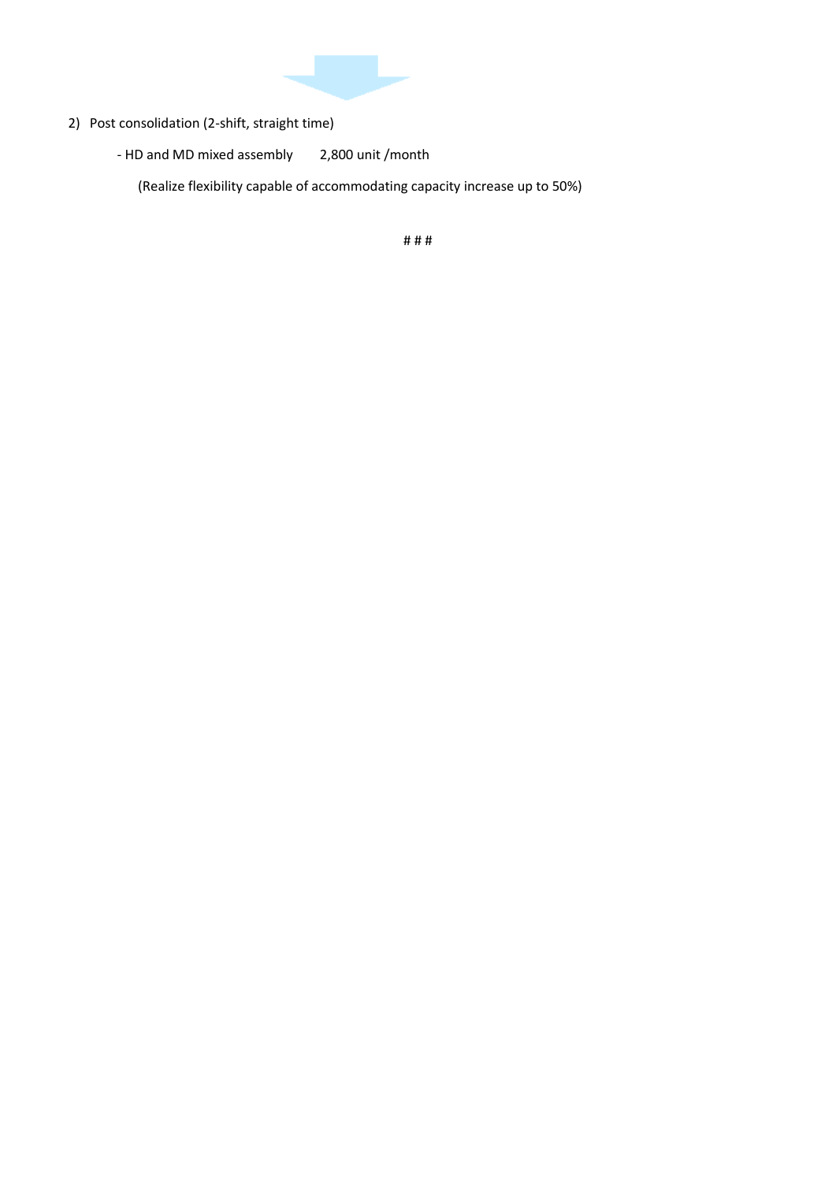2) Post consolidation (2-shift, straight time)

   - HD and MD mixed assembly 2,800 unit /month

     (Realize flexibility capable of accommodating capacity increase up to 50%)

# # #